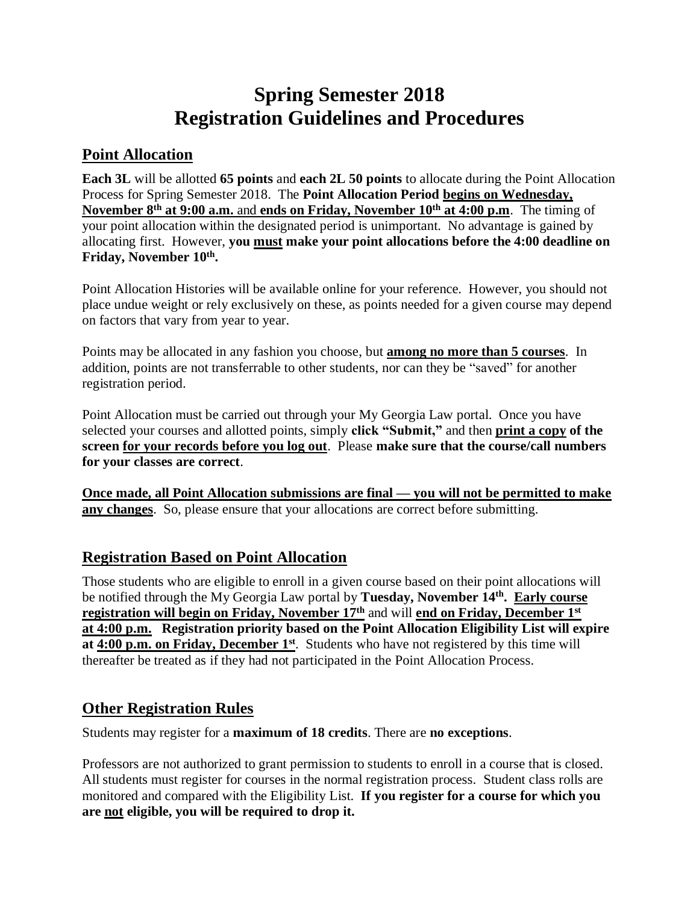# Spring Semester 2018
# Registration Guidelines and Procedures

## Point Allocation

**Each 3L** will be allotted **65 points** and **each 2L 50 points** to allocate during the Point Allocation Process for Spring Semester 2018. The **Point Allocation Period begins on Wednesday, November 8th at 9:00 a.m.** and **ends on Friday, November 10th at 4:00 p.m**. The timing of your point allocation within the designated period is unimportant. No advantage is gained by allocating first. However, **you must make your point allocations before the 4:00 deadline on Friday, November 10th.**

Point Allocation Histories will be available online for your reference. However, you should not place undue weight or rely exclusively on these, as points needed for a given course may depend on factors that vary from year to year.

Points may be allocated in any fashion you choose, but **among no more than 5 courses**. In addition, points are not transferrable to other students, nor can they be "saved" for another registration period.

Point Allocation must be carried out through your My Georgia Law portal. Once you have selected your courses and allotted points, simply **click "Submit,"** and then **print a copy of the screen for your records before you log out**. Please **make sure that the course/call numbers for your classes are correct**.

**Once made, all Point Allocation submissions are final — you will not be permitted to make any changes**. So, please ensure that your allocations are correct before submitting.

## Registration Based on Point Allocation

Those students who are eligible to enroll in a given course based on their point allocations will be notified through the My Georgia Law portal by **Tuesday, November 14th. Early course registration will begin on Friday, November 17th** and will **end on Friday, December 1st at 4:00 p.m. Registration priority based on the Point Allocation Eligibility List will expire at 4:00 p.m. on Friday, December 1st**. Students who have not registered by this time will thereafter be treated as if they had not participated in the Point Allocation Process.

## Other Registration Rules

Students may register for a **maximum of 18 credits**. There are **no exceptions**.

Professors are not authorized to grant permission to students to enroll in a course that is closed. All students must register for courses in the normal registration process. Student class rolls are monitored and compared with the Eligibility List. **If you register for a course for which you are not eligible, you will be required to drop it.**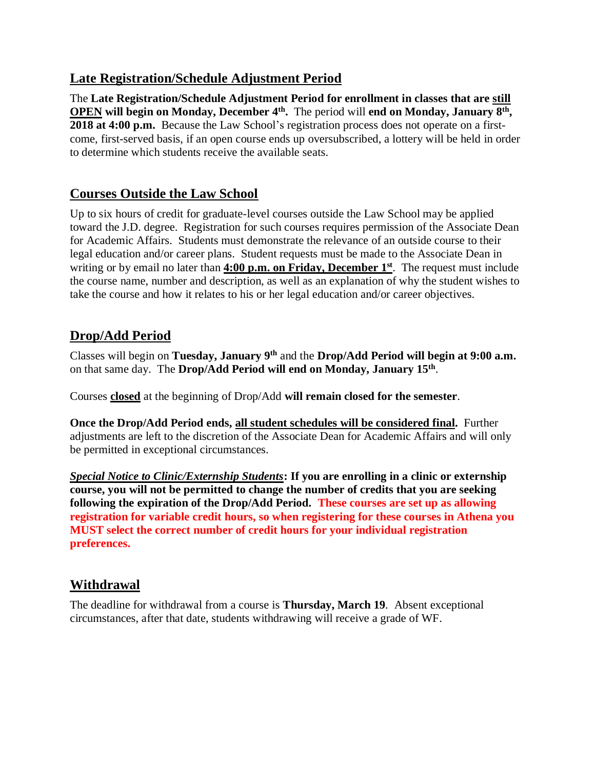## Late Registration/Schedule Adjustment Period

The **Late Registration/Schedule Adjustment Period for enrollment in classes that are still OPEN will begin on Monday, December 4th.** The period will **end on Monday, January 8th, 2018 at 4:00 p.m.** Because the Law School's registration process does not operate on a first-come, first-served basis, if an open course ends up oversubscribed, a lottery will be held in order to determine which students receive the available seats.

## Courses Outside the Law School

Up to six hours of credit for graduate-level courses outside the Law School may be applied toward the J.D. degree. Registration for such courses requires permission of the Associate Dean for Academic Affairs. Students must demonstrate the relevance of an outside course to their legal education and/or career plans. Student requests must be made to the Associate Dean in writing or by email no later than **4:00 p.m. on Friday, December 1st**. The request must include the course name, number and description, as well as an explanation of why the student wishes to take the course and how it relates to his or her legal education and/or career objectives.

## Drop/Add Period

Classes will begin on **Tuesday, January 9th** and the **Drop/Add Period will begin at 9:00 a.m.** on that same day. The **Drop/Add Period will end on Monday, January 15th**.

Courses **closed** at the beginning of Drop/Add **will remain closed for the semester**.

**Once the Drop/Add Period ends, all student schedules will be considered final.** Further adjustments are left to the discretion of the Associate Dean for Academic Affairs and will only be permitted in exceptional circumstances.

***Special Notice to Clinic/Externship Students*: If you are enrolling in a clinic or externship course, you will not be permitted to change the number of credits that you are seeking following the expiration of the Drop/Add Period. These courses are set up as allowing registration for variable credit hours, so when registering for these courses in Athena you MUST select the correct number of credit hours for your individual registration preferences.**

## Withdrawal

The deadline for withdrawal from a course is **Thursday, March 19**. Absent exceptional circumstances, after that date, students withdrawing will receive a grade of WF.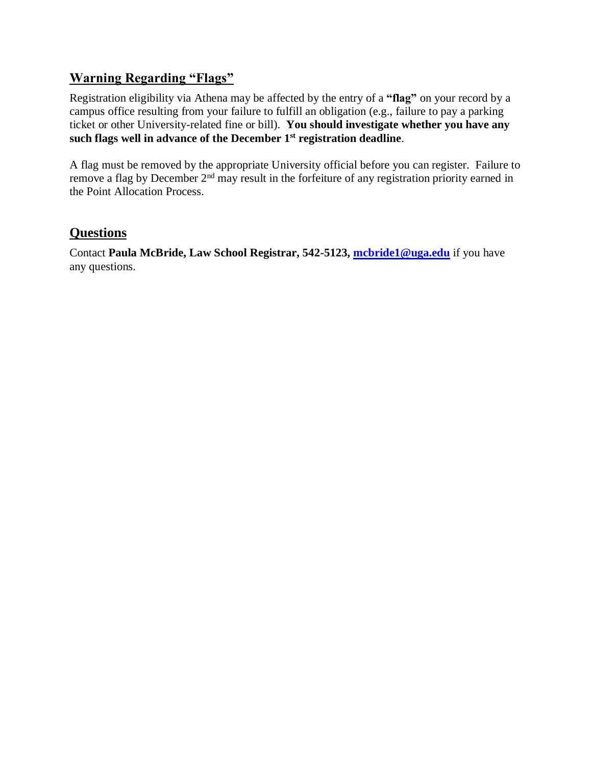## Warning Regarding "Flags"

Registration eligibility via Athena may be affected by the entry of a **"flag"** on your record by a campus office resulting from your failure to fulfill an obligation (e.g., failure to pay a parking ticket or other University-related fine or bill). **You should investigate whether you have any such flags well in advance of the December 1st registration deadline**.

A flag must be removed by the appropriate University official before you can register. Failure to remove a flag by December 2nd may result in the forfeiture of any registration priority earned in the Point Allocation Process.

## Questions

Contact **Paula McBride, Law School Registrar, 542-5123, [mcbride1@uga.edu](mailto:mcbride1@uga.edu)** if you have any questions.